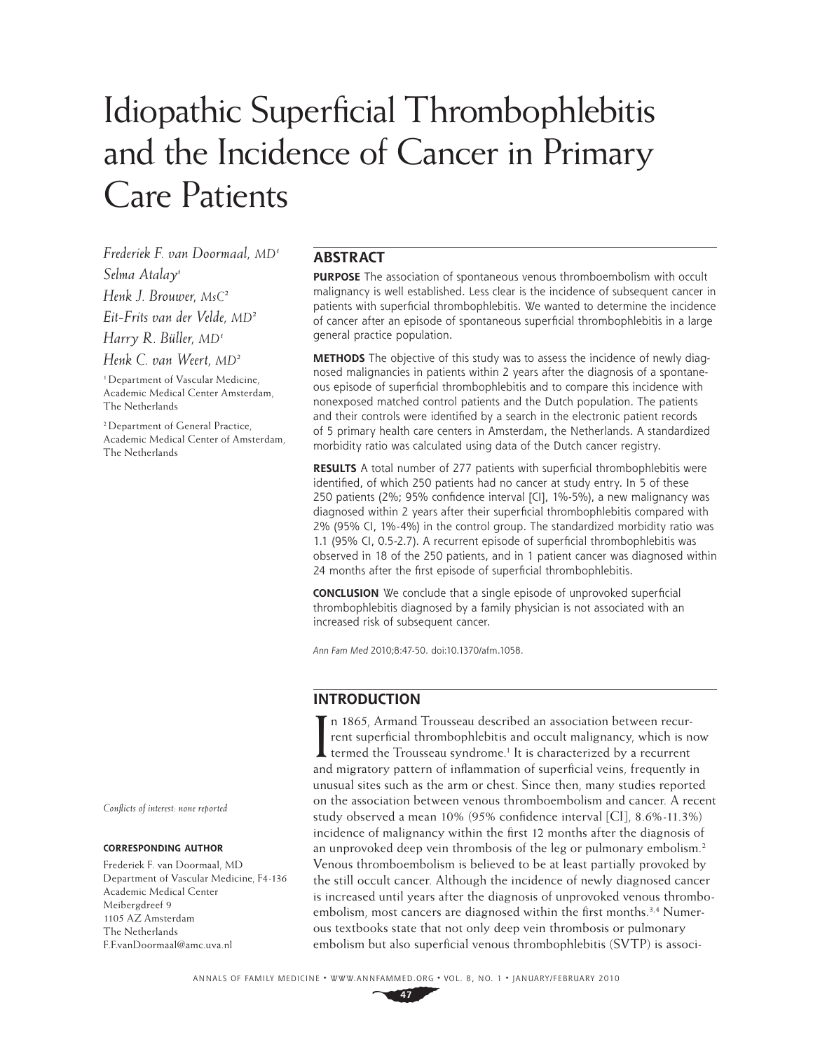# Idiopathic Superficial Thrombophlebitis and the Incidence of Cancer in Primary Care Patients

*Frederiek F. van Doormaal, MD*[1]
*Selma Atalay*[1]
*Henk J. Brouwer, MsC*[2]
*Eit-Frits van der Velde, MD*[2]
*Harry R. Büller, MD*[1]
*Henk C. van Weert, MD*[2]

[1] Department of Vascular Medicine, Academic Medical Center Amsterdam, The Netherlands

[2] Department of General Practice, Academic Medical Center of Amsterdam, The Netherlands

*Conflicts of interest: none reported*

**CORRESPONDING AUTHOR**

Frederiek F. van Doormaal, MD
Department of Vascular Medicine, F4-136
Academic Medical Center
Meibergdreef 9
1105 AZ Amsterdam
The Netherlands
F.F.vanDoormaal@amc.uva.nl

## ABSTRACT

**PURPOSE** The association of spontaneous venous thromboembolism with occult malignancy is well established. Less clear is the incidence of subsequent cancer in patients with superficial thrombophlebitis. We wanted to determine the incidence of cancer after an episode of spontaneous superficial thrombophlebitis in a large general practice population.

**METHODS** The objective of this study was to assess the incidence of newly diagnosed malignancies in patients within 2 years after the diagnosis of a spontaneous episode of superficial thrombophlebitis and to compare this incidence with nonexposed matched control patients and the Dutch population. The patients and their controls were identified by a search in the electronic patient records of 5 primary health care centers in Amsterdam, the Netherlands. A standardized morbidity ratio was calculated using data of the Dutch cancer registry.

**RESULTS** A total number of 277 patients with superficial thrombophlebitis were identified, of which 250 patients had no cancer at study entry. In 5 of these 250 patients (2%; 95% confidence interval [CI], 1%-5%), a new malignancy was diagnosed within 2 years after their superficial thrombophlebitis compared with 2% (95% CI, 1%-4%) in the control group. The standardized morbidity ratio was 1.1 (95% CI, 0.5-2.7). A recurrent episode of superficial thrombophlebitis was observed in 18 of the 250 patients, and in 1 patient cancer was diagnosed within 24 months after the first episode of superficial thrombophlebitis.

**CONCLUSION** We conclude that a single episode of unprovoked superficial thrombophlebitis diagnosed by a family physician is not associated with an increased risk of subsequent cancer.

*Ann Fam Med* 2010;8:47-50. doi:10.1370/afm.1058.

## INTRODUCTION

In 1865, Armand Trousseau described an association between recurrent superficial thrombophlebitis and occult malignancy, which is now termed the Trousseau syndrome.[1] It is characterized by a recurrent and migratory pattern of inflammation of superficial veins, frequently in unusual sites such as the arm or chest. Since then, many studies reported on the association between venous thromboembolism and cancer. A recent study observed a mean 10% (95% confidence interval [CI], 8.6%-11.3%) incidence of malignancy within the first 12 months after the diagnosis of an unprovoked deep vein thrombosis of the leg or pulmonary embolism.[2] Venous thromboembolism is believed to be at least partially provoked by the still occult cancer. Although the incidence of newly diagnosed cancer is increased until years after the diagnosis of unprovoked venous thromboembolism, most cancers are diagnosed within the first months.[3,4] Numerous textbooks state that not only deep vein thrombosis or pulmonary embolism but also superficial venous thrombophlebitis (SVTP) is associ-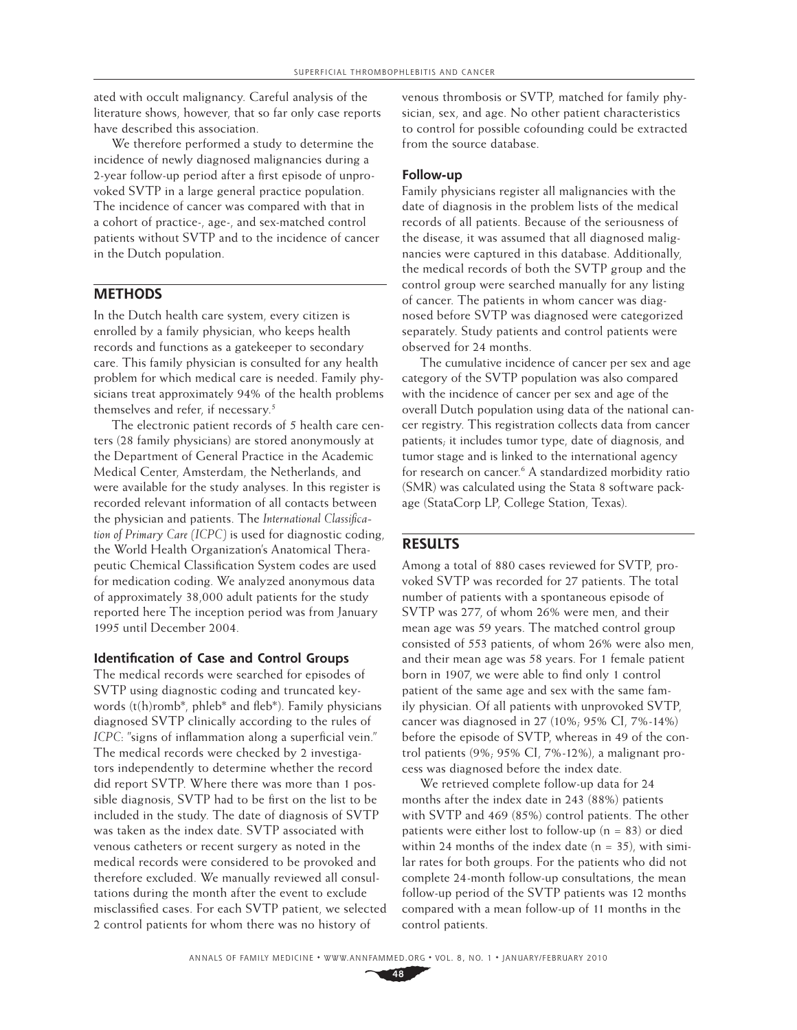ated with occult malignancy. Careful analysis of the literature shows, however, that so far only case reports have described this association.

We therefore performed a study to determine the incidence of newly diagnosed malignancies during a 2-year follow-up period after a first episode of unprovoked SVTP in a large general practice population. The incidence of cancer was compared with that in a cohort of practice-, age-, and sex-matched control patients without SVTP and to the incidence of cancer in the Dutch population.

## METHODS

In the Dutch health care system, every citizen is enrolled by a family physician, who keeps health records and functions as a gatekeeper to secondary care. This family physician is consulted for any health problem for which medical care is needed. Family physicians treat approximately 94% of the health problems themselves and refer, if necessary.[5]

The electronic patient records of 5 health care centers (28 family physicians) are stored anonymously at the Department of General Practice in the Academic Medical Center, Amsterdam, the Netherlands, and were available for the study analyses. In this register is recorded relevant information of all contacts between the physician and patients. The *International Classification of Primary Care (ICPC)* is used for diagnostic coding, the World Health Organization's Anatomical Therapeutic Chemical Classification System codes are used for medication coding. We analyzed anonymous data of approximately 38,000 adult patients for the study reported here The inception period was from January 1995 until December 2004.

### Identification of Case and Control Groups

The medical records were searched for episodes of SVTP using diagnostic coding and truncated keywords (t(h)romb*, phleb* and fleb*). Family physicians diagnosed SVTP clinically according to the rules of *ICPC*: "signs of inflammation along a superficial vein." The medical records were checked by 2 investigators independently to determine whether the record did report SVTP. Where there was more than 1 possible diagnosis, SVTP had to be first on the list to be included in the study. The date of diagnosis of SVTP was taken as the index date. SVTP associated with venous catheters or recent surgery as noted in the medical records were considered to be provoked and therefore excluded. We manually reviewed all consultations during the month after the event to exclude misclassified cases. For each SVTP patient, we selected 2 control patients for whom there was no history of venous thrombosis or SVTP, matched for family physician, sex, and age. No other patient characteristics to control for possible cofounding could be extracted from the source database.

### Follow-up

Family physicians register all malignancies with the date of diagnosis in the problem lists of the medical records of all patients. Because of the seriousness of the disease, it was assumed that all diagnosed malignancies were captured in this database. Additionally, the medical records of both the SVTP group and the control group were searched manually for any listing of cancer. The patients in whom cancer was diagnosed before SVTP was diagnosed were categorized separately. Study patients and control patients were observed for 24 months.

The cumulative incidence of cancer per sex and age category of the SVTP population was also compared with the incidence of cancer per sex and age of the overall Dutch population using data of the national cancer registry. This registration collects data from cancer patients; it includes tumor type, date of diagnosis, and tumor stage and is linked to the international agency for research on cancer.[6] A standardized morbidity ratio (SMR) was calculated using the Stata 8 software package (StataCorp LP, College Station, Texas).

## RESULTS

Among a total of 880 cases reviewed for SVTP, provoked SVTP was recorded for 27 patients. The total number of patients with a spontaneous episode of SVTP was 277, of whom 26% were men, and their mean age was 59 years. The matched control group consisted of 553 patients, of whom 26% were also men, and their mean age was 58 years. For 1 female patient born in 1907, we were able to find only 1 control patient of the same age and sex with the same family physician. Of all patients with unprovoked SVTP, cancer was diagnosed in 27 (10%; 95% CI, 7%-14%) before the episode of SVTP, whereas in 49 of the control patients (9%; 95% CI, 7%-12%), a malignant process was diagnosed before the index date.

We retrieved complete follow-up data for 24 months after the index date in 243 (88%) patients with SVTP and 469 (85%) control patients. The other patients were either lost to follow-up (n = 83) or died within 24 months of the index date (n = 35), with similar rates for both groups. For the patients who did not complete 24-month follow-up consultations, the mean follow-up period of the SVTP patients was 12 months compared with a mean follow-up of 11 months in the control patients.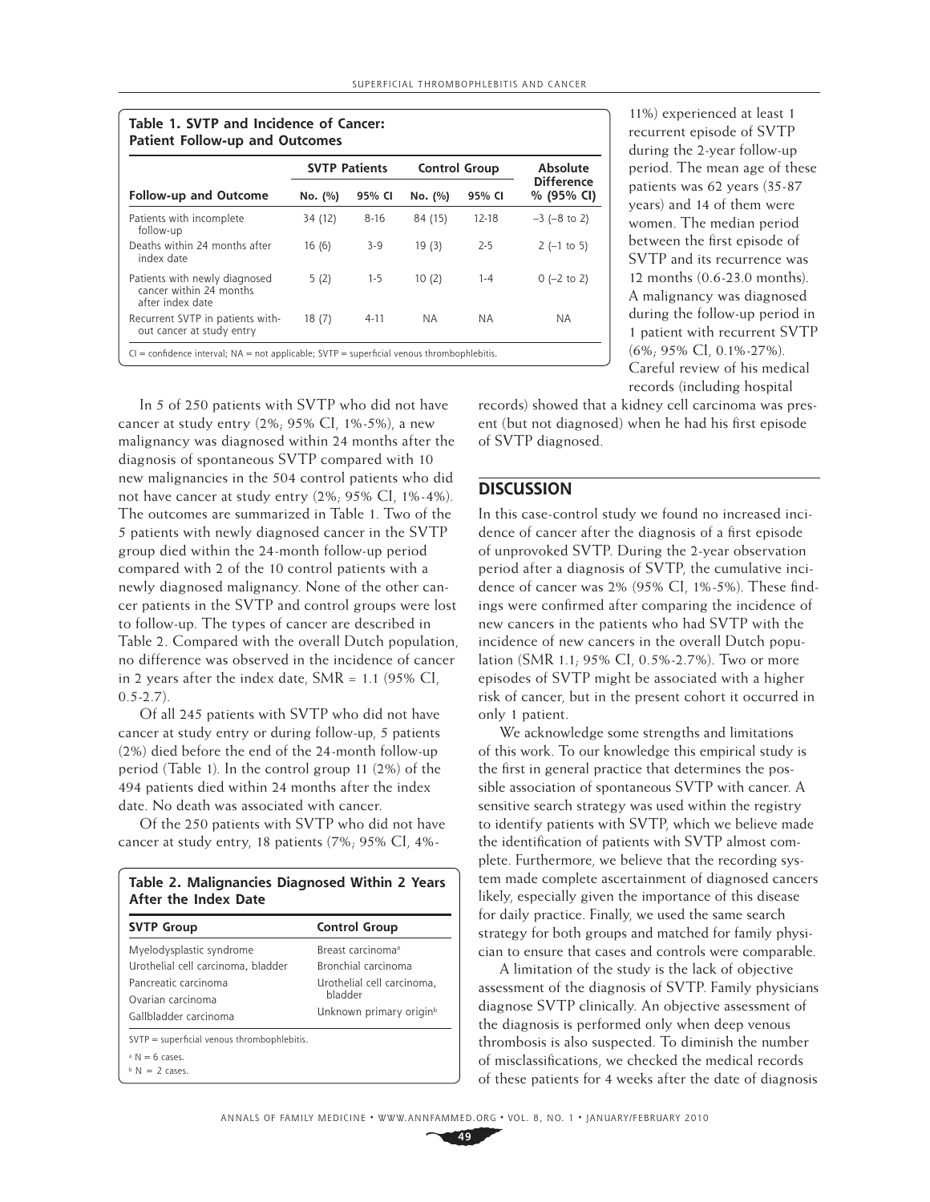**Table 1. SVTP and Incidence of Cancer: Patient Follow-up and Outcomes**

| Follow-up and Outcome | SVTP Patients | | Control Group | | Absolute Difference |
|---|---|---|---|---|---|
| | No. (%) | 95% CI | No. (%) | 95% CI | % (95% CI) |
| Patients with incomplete follow-up | 34 (12) | 8-16 | 84 (15) | 12-18 | –3 (–8 to 2) |
| Deaths within 24 months after index date | 16 (6) | 3-9 | 19 (3) | 2-5 | 2 (–1 to 5) |
| Patients with newly diagnosed cancer within 24 months after index date | 5 (2) | 1-5 | 10 (2) | 1-4 | 0 (–2 to 2) |
| Recurrent SVTP in patients without cancer at study entry | 18 (7) | 4-11 | NA | NA | NA |

CI = confidence interval; NA = not applicable; SVTP = superficial venous thrombophlebitis.

In 5 of 250 patients with SVTP who did not have cancer at study entry (2%; 95% CI, 1%-5%), a new malignancy was diagnosed within 24 months after the diagnosis of spontaneous SVTP compared with 10 new malignancies in the 504 control patients who did not have cancer at study entry (2%; 95% CI, 1%-4%). The outcomes are summarized in Table 1. Two of the 5 patients with newly diagnosed cancer in the SVTP group died within the 24-month follow-up period compared with 2 of the 10 control patients with a newly diagnosed malignancy. None of the other cancer patients in the SVTP and control groups were lost to follow-up. The types of cancer are described in Table 2. Compared with the overall Dutch population, no difference was observed in the incidence of cancer in 2 years after the index date, SMR = 1.1 (95% CI, 0.5-2.7).

Of all 245 patients with SVTP who did not have cancer at study entry or during follow-up, 5 patients (2%) died before the end of the 24-month follow-up period (Table 1). In the control group 11 (2%) of the 494 patients died within 24 months after the index date. No death was associated with cancer.

Of the 250 patients with SVTP who did not have cancer at study entry, 18 patients (7%; 95% CI, 4%-11%) experienced at least 1 recurrent episode of SVTP during the 2-year follow-up period. The mean age of these patients was 62 years (35-87 years) and 14 of them were women. The median period between the first episode of SVTP and its recurrence was 12 months (0.6-23.0 months). A malignancy was diagnosed during the follow-up period in 1 patient with recurrent SVTP (6%; 95% CI, 0.1%-27%). Careful review of his medical records (including hospital records) showed that a kidney cell carcinoma was present (but not diagnosed) when he had his first episode of SVTP diagnosed.

**Table 2. Malignancies Diagnosed Within 2 Years After the Index Date**

| SVTP Group | Control Group |
|---|---|
| Myelodysplastic syndrome | Breast carcinoma[a] |
| Urothelial cell carcinoma, bladder | Bronchial carcinoma |
| Pancreatic carcinoma | Urothelial cell carcinoma, bladder |
| Ovarian carcinoma | Unknown primary origin[b] |
| Gallbladder carcinoma | |

SVTP = superficial venous thrombophlebitis.

[a] N = 6 cases.

[b] N = 2 cases.

## DISCUSSION

In this case-control study we found no increased incidence of cancer after the diagnosis of a first episode of unprovoked SVTP. During the 2-year observation period after a diagnosis of SVTP, the cumulative incidence of cancer was 2% (95% CI, 1%-5%). These findings were confirmed after comparing the incidence of new cancers in the patients who had SVTP with the incidence of new cancers in the overall Dutch population (SMR 1.1; 95% CI, 0.5%-2.7%). Two or more episodes of SVTP might be associated with a higher risk of cancer, but in the present cohort it occurred in only 1 patient.

We acknowledge some strengths and limitations of this work. To our knowledge this empirical study is the first in general practice that determines the possible association of spontaneous SVTP with cancer. A sensitive search strategy was used within the registry to identify patients with SVTP, which we believe made the identification of patients with SVTP almost complete. Furthermore, we believe that the recording system made complete ascertainment of diagnosed cancers likely, especially given the importance of this disease for daily practice. Finally, we used the same search strategy for both groups and matched for family physician to ensure that cases and controls were comparable.

A limitation of the study is the lack of objective assessment of the diagnosis of SVTP. Family physicians diagnose SVTP clinically. An objective assessment of the diagnosis is performed only when deep venous thrombosis is also suspected. To diminish the number of misclassifications, we checked the medical records of these patients for 4 weeks after the date of diagnosis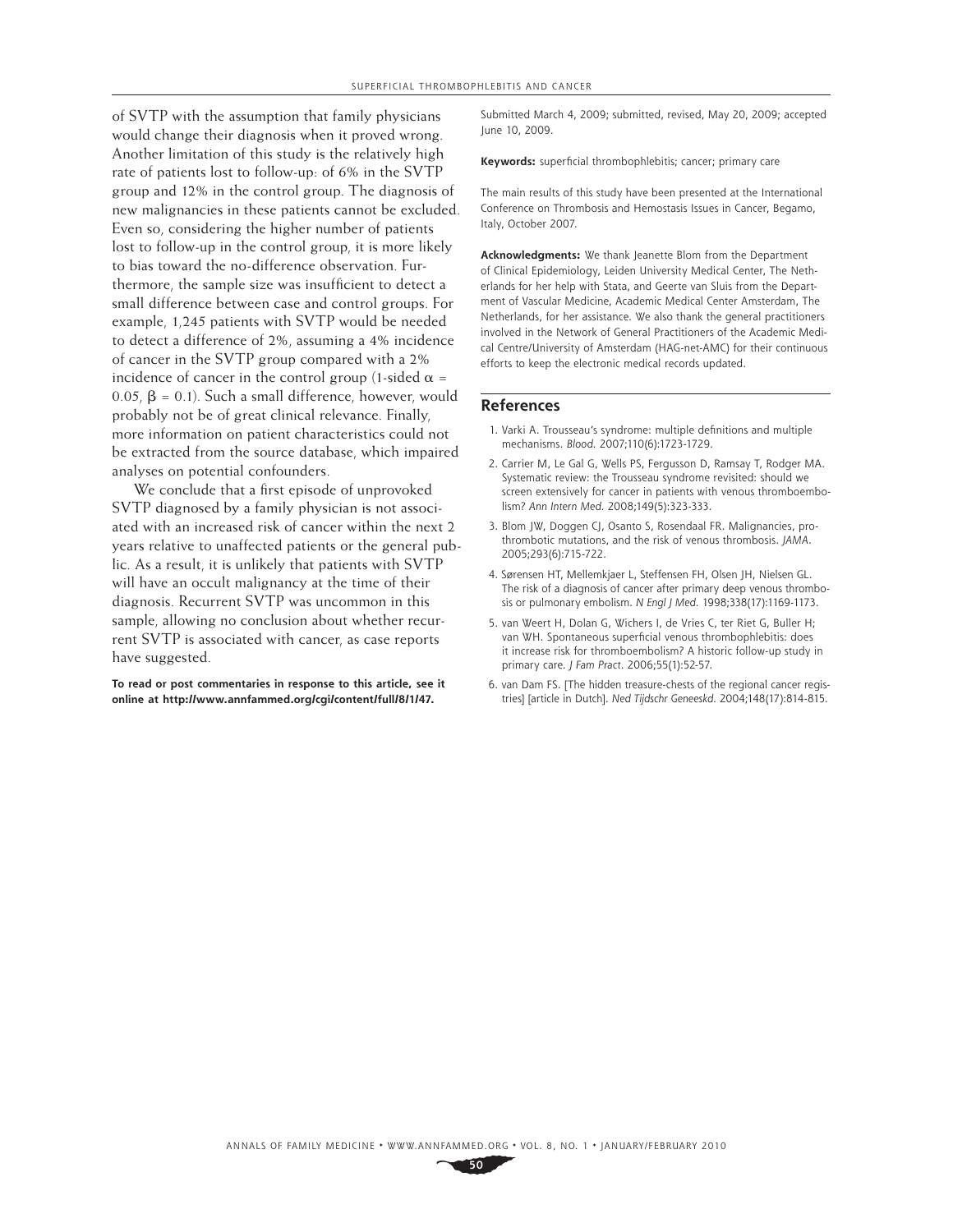of SVTP with the assumption that family physicians would change their diagnosis when it proved wrong. Another limitation of this study is the relatively high rate of patients lost to follow-up: of 6% in the SVTP group and 12% in the control group. The diagnosis of new malignancies in these patients cannot be excluded. Even so, considering the higher number of patients lost to follow-up in the control group, it is more likely to bias toward the no-difference observation. Furthermore, the sample size was insufficient to detect a small difference between case and control groups. For example, 1,245 patients with SVTP would be needed to detect a difference of 2%, assuming a 4% incidence of cancer in the SVTP group compared with a 2% incidence of cancer in the control group (1-sided $\alpha$ = 0.05, $\beta$ = 0.1). Such a small difference, however, would probably not be of great clinical relevance. Finally, more information on patient characteristics could not be extracted from the source database, which impaired analyses on potential confounders.

We conclude that a first episode of unprovoked SVTP diagnosed by a family physician is not associated with an increased risk of cancer within the next 2 years relative to unaffected patients or the general public. As a result, it is unlikely that patients with SVTP will have an occult malignancy at the time of their diagnosis. Recurrent SVTP was uncommon in this sample, allowing no conclusion about whether recurrent SVTP is associated with cancer, as case reports have suggested.

**To read or post commentaries in response to this article, see it online at http://www.annfammed.org/cgi/content/full/8/1/47.**

Submitted March 4, 2009; submitted, revised, May 20, 2009; accepted June 10, 2009.

**Keywords:** superficial thrombophlebitis; cancer; primary care

The main results of this study have been presented at the International Conference on Thrombosis and Hemostasis Issues in Cancer, Begamo, Italy, October 2007.

**Acknowledgments:** We thank Jeanette Blom from the Department of Clinical Epidemiology, Leiden University Medical Center, The Netherlands for her help with Stata, and Geerte van Sluis from the Department of Vascular Medicine, Academic Medical Center Amsterdam, The Netherlands, for her assistance. We also thank the general practitioners involved in the Network of General Practitioners of the Academic Medical Centre/University of Amsterdam (HAG-net-AMC) for their continuous efforts to keep the electronic medical records updated.

## References

1. Varki A. Trousseau's syndrome: multiple definitions and multiple mechanisms. *Blood.* 2007;110(6):1723-1729.
2. Carrier M, Le Gal G, Wells PS, Fergusson D, Ramsay T, Rodger MA. Systematic review: the Trousseau syndrome revisited: should we screen extensively for cancer in patients with venous thromboembolism? *Ann Intern Med.* 2008;149(5):323-333.
3. Blom JW, Doggen CJ, Osanto S, Rosendaal FR. Malignancies, prothrombotic mutations, and the risk of venous thrombosis. *JAMA.* 2005;293(6):715-722.
4. Sørensen HT, Mellemkjaer L, Steffensen FH, Olsen JH, Nielsen GL. The risk of a diagnosis of cancer after primary deep venous thrombosis or pulmonary embolism. *N Engl J Med.* 1998;338(17):1169-1173.
5. van Weert H, Dolan G, Wichers I, de Vries C, ter Riet G, Buller H; van WH. Spontaneous superficial venous thrombophlebitis: does it increase risk for thromboembolism? A historic follow-up study in primary care. *J Fam Pract.* 2006;55(1):52-57.
6. van Dam FS. [The hidden treasure-chests of the regional cancer registries] [article in Dutch]. *Ned Tijdschr Geneeskd.* 2004;148(17):814-815.